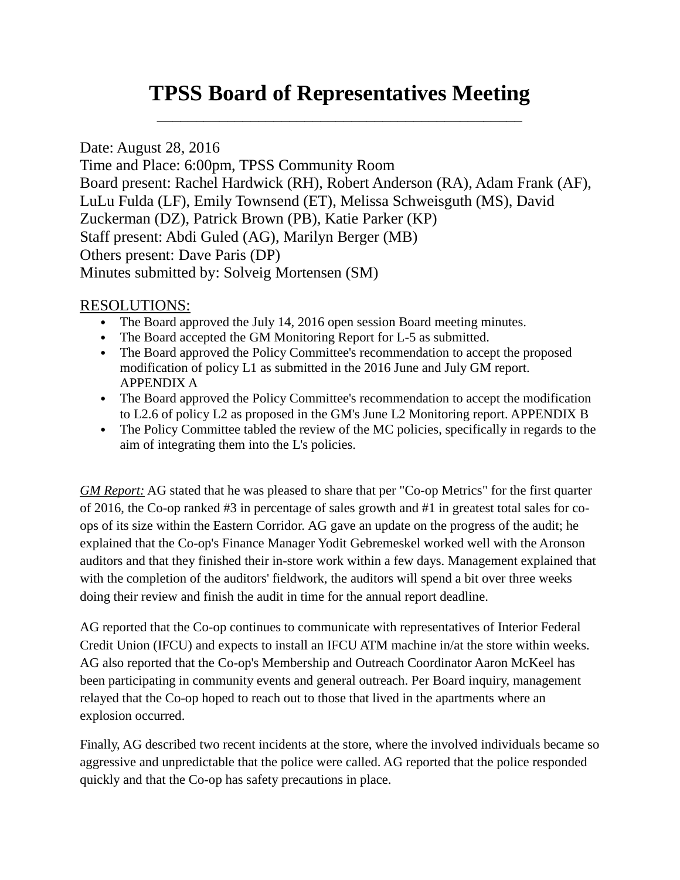# TPSS Board of Representatives Meeting

---

Date: August 28, 2016
Time and Place: 6:00pm, TPSS Community Room
Board present: Rachel Hardwick (RH), Robert Anderson (RA), Adam Frank (AF), LuLu Fulda (LF), Emily Townsend (ET), Melissa Schweisguth (MS), David Zuckerman (DZ), Patrick Brown (PB), Katie Parker (KP)
Staff present: Abdi Guled (AG), Marilyn Berger (MB)
Others present: Dave Paris (DP)
Minutes submitted by: Solveig Mortensen (SM)

## RESOLUTIONS:

- The Board approved the July 14, 2016 open session Board meeting minutes.
- The Board accepted the GM Monitoring Report for L-5 as submitted.
- The Board approved the Policy Committee's recommendation to accept the proposed modification of policy L1 as submitted in the 2016 June and July GM report. APPENDIX A
- The Board approved the Policy Committee's recommendation to accept the modification to L2.6 of policy L2 as proposed in the GM's June L2 Monitoring report. APPENDIX B
- The Policy Committee tabled the review of the MC policies, specifically in regards to the aim of integrating them into the L's policies.

*GM Report:* AG stated that he was pleased to share that per "Co-op Metrics" for the first quarter of 2016, the Co-op ranked #3 in percentage of sales growth and #1 in greatest total sales for co-ops of its size within the Eastern Corridor. AG gave an update on the progress of the audit; he explained that the Co-op's Finance Manager Yodit Gebremeskel worked well with the Aronson auditors and that they finished their in-store work within a few days. Management explained that with the completion of the auditors' fieldwork, the auditors will spend a bit over three weeks doing their review and finish the audit in time for the annual report deadline.

AG reported that the Co-op continues to communicate with representatives of Interior Federal Credit Union (IFCU) and expects to install an IFCU ATM machine in/at the store within weeks. AG also reported that the Co-op's Membership and Outreach Coordinator Aaron McKeel has been participating in community events and general outreach. Per Board inquiry, management relayed that the Co-op hoped to reach out to those that lived in the apartments where an explosion occurred.

Finally, AG described two recent incidents at the store, where the involved individuals became so aggressive and unpredictable that the police were called. AG reported that the police responded quickly and that the Co-op has safety precautions in place.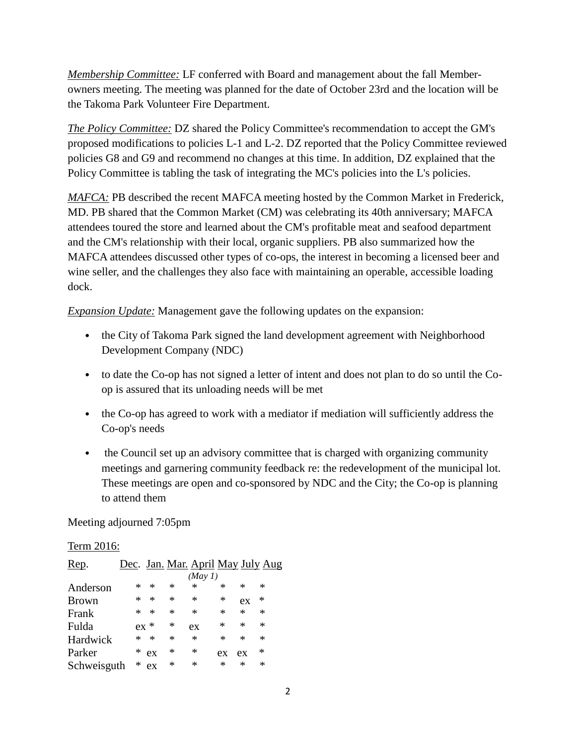*Membership Committee:* LF conferred with Board and management about the fall Member-owners meeting. The meeting was planned for the date of October 23rd and the location will be the Takoma Park Volunteer Fire Department.

*The Policy Committee:* DZ shared the Policy Committee's recommendation to accept the GM's proposed modifications to policies L-1 and L-2. DZ reported that the Policy Committee reviewed policies G8 and G9 and recommend no changes at this time. In addition, DZ explained that the Policy Committee is tabling the task of integrating the MC's policies into the L's policies.

*MAFCA:* PB described the recent MAFCA meeting hosted by the Common Market in Frederick, MD. PB shared that the Common Market (CM) was celebrating its 40th anniversary; MAFCA attendees toured the store and learned about the CM's profitable meat and seafood department and the CM's relationship with their local, organic suppliers. PB also summarized how the MAFCA attendees discussed other types of co-ops, the interest in becoming a licensed beer and wine seller, and the challenges they also face with maintaining an operable, accessible loading dock.

*Expansion Update:* Management gave the following updates on the expansion:

- the City of Takoma Park signed the land development agreement with Neighborhood Development Company (NDC)
- to date the Co-op has not signed a letter of intent and does not plan to do so until the Co-op is assured that its unloading needs will be met
- the Co-op has agreed to work with a mediator if mediation will sufficiently address the Co-op's needs
- the Council set up an advisory committee that is charged with organizing community meetings and garnering community feedback re: the redevelopment of the municipal lot. These meetings are open and co-sponsored by NDC and the City; the Co-op is planning to attend them

Meeting adjourned 7:05pm

Term 2016:

| Rep. | Dec. | Jan. | Mar. | April *(May 1)* | May | July | Aug |
|---|---|---|---|---|---|---|---|
| Anderson | * | * | * | * | * | * | * |
| Brown | * | * | * | * | * | ex | * |
| Frank | * | * | * | * | * | * | * |
| Fulda | ex | * | * | ex | * | * | * |
| Hardwick | * | * | * | * | * | * | * |
| Parker | * | ex | * | * | ex | ex | * |
| Schweisguth | * | ex | * | * | * | * | * |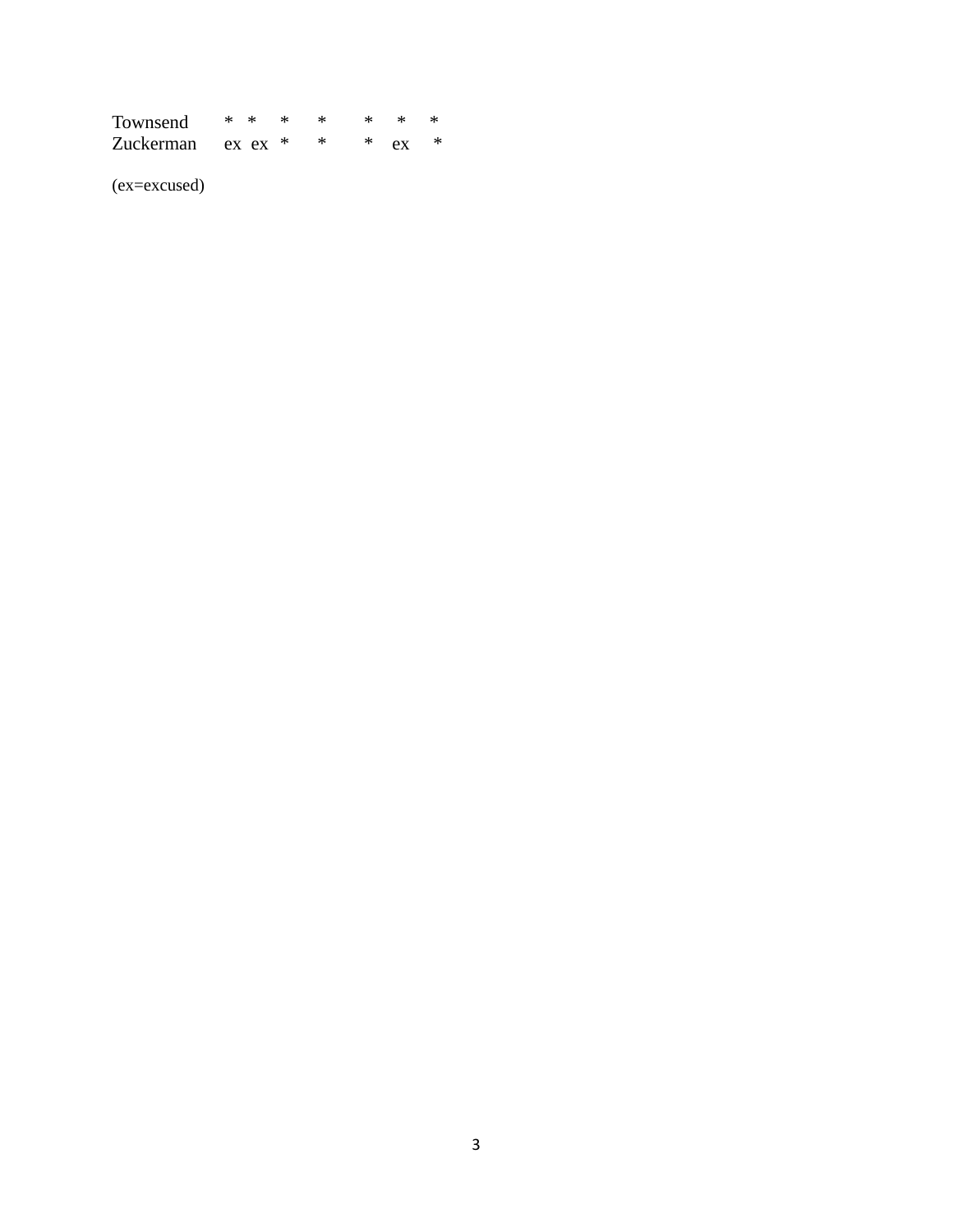| | | | | | | | |
|---|---|---|---|---|---|---|---|
| Townsend | * | * | * | * | * | * | * |
| Zuckerman | ex | ex | * | * | * | ex | * |

(ex=excused)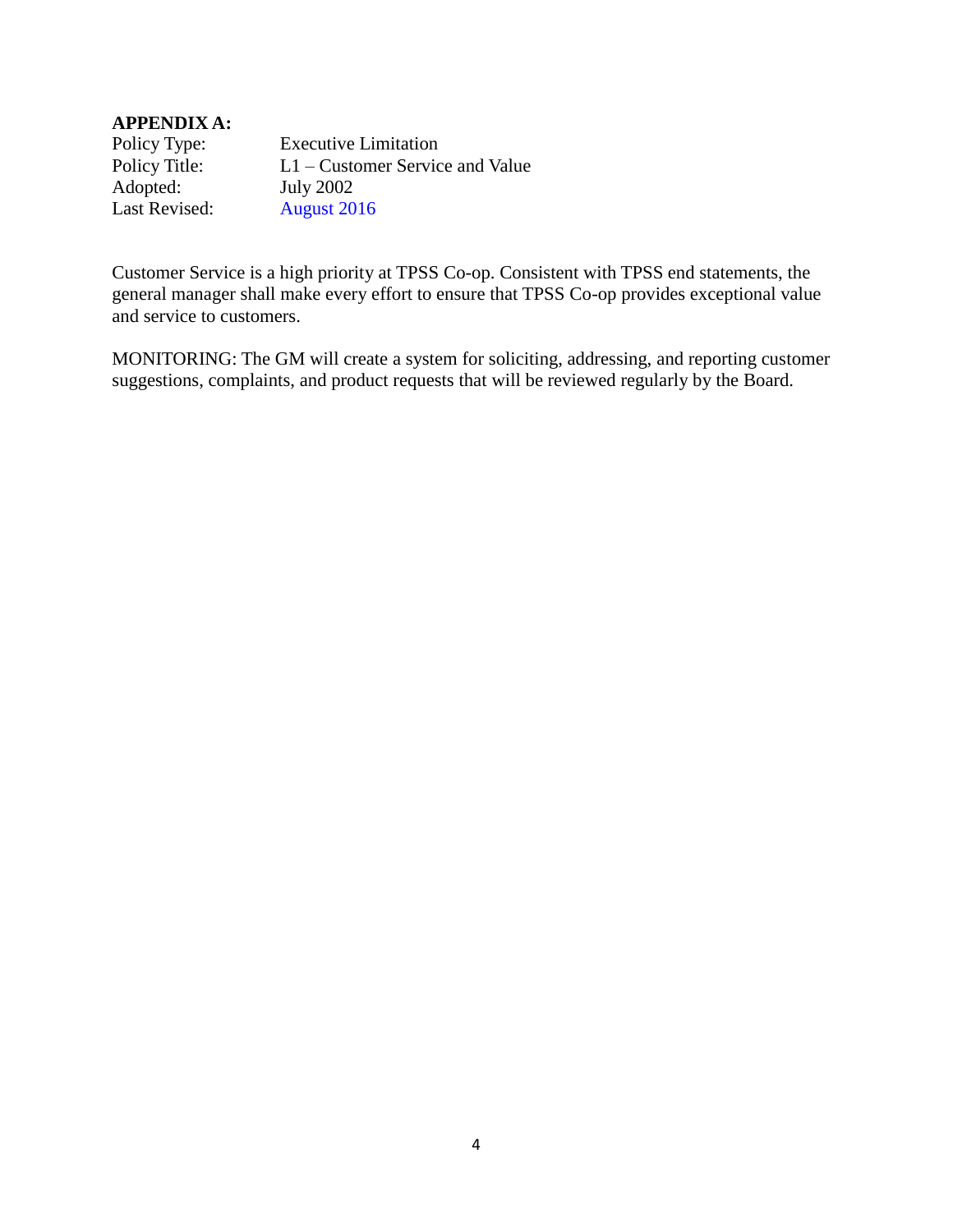**APPENDIX A:**

| | |
|---|---|
| Policy Type: | Executive Limitation |
| Policy Title: | L1 – Customer Service and Value |
| Adopted: | July 2002 |
| Last Revised: | August 2016 |

Customer Service is a high priority at TPSS Co-op. Consistent with TPSS end statements, the general manager shall make every effort to ensure that TPSS Co-op provides exceptional value and service to customers.

MONITORING: The GM will create a system for soliciting, addressing, and reporting customer suggestions, complaints, and product requests that will be reviewed regularly by the Board.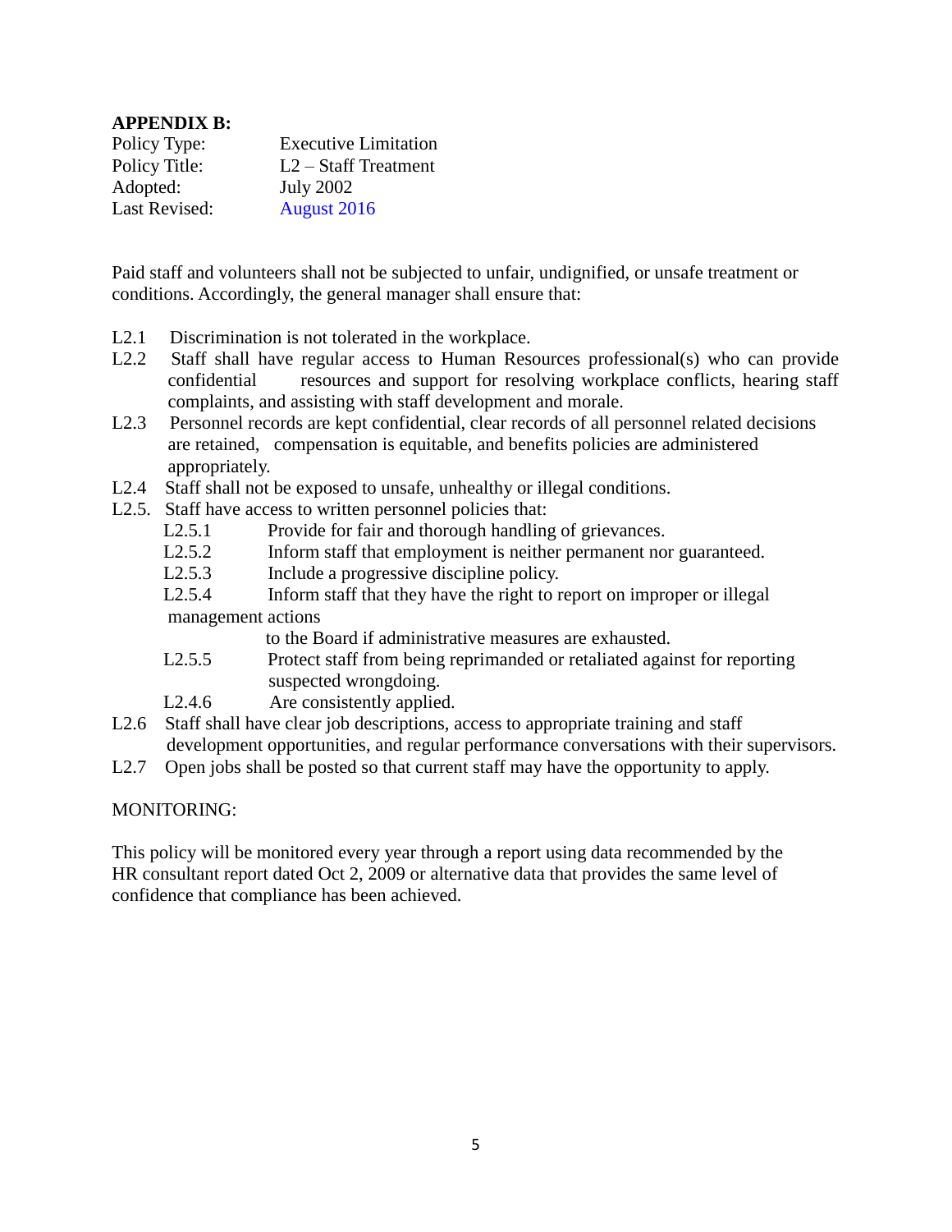**APPENDIX B:**

| | |
|---|---|
| Policy Type: | Executive Limitation |
| Policy Title: | L2 – Staff Treatment |
| Adopted: | July 2002 |
| Last Revised: | August 2016 |

Paid staff and volunteers shall not be subjected to unfair, undignified, or unsafe treatment or conditions. Accordingly, the general manager shall ensure that:

- L2.1 Discrimination is not tolerated in the workplace.
- L2.2 Staff shall have regular access to Human Resources professional(s) who can provide confidential resources and support for resolving workplace conflicts, hearing staff complaints, and assisting with staff development and morale.
- L2.3 Personnel records are kept confidential, clear records of all personnel related decisions are retained, compensation is equitable, and benefits policies are administered appropriately.
- L2.4 Staff shall not be exposed to unsafe, unhealthy or illegal conditions.
- L2.5. Staff have access to written personnel policies that:
  - L2.5.1 Provide for fair and thorough handling of grievances.
  - L2.5.2 Inform staff that employment is neither permanent nor guaranteed.
  - L2.5.3 Include a progressive discipline policy.
  - L2.5.4 Inform staff that they have the right to report on improper or illegal management actions to the Board if administrative measures are exhausted.
  - L2.5.5 Protect staff from being reprimanded or retaliated against for reporting suspected wrongdoing.
  - L2.4.6 Are consistently applied.
- L2.6 Staff shall have clear job descriptions, access to appropriate training and staff development opportunities, and regular performance conversations with their supervisors.
- L2.7 Open jobs shall be posted so that current staff may have the opportunity to apply.

MONITORING:

This policy will be monitored every year through a report using data recommended by the HR consultant report dated Oct 2, 2009 or alternative data that provides the same level of confidence that compliance has been achieved.